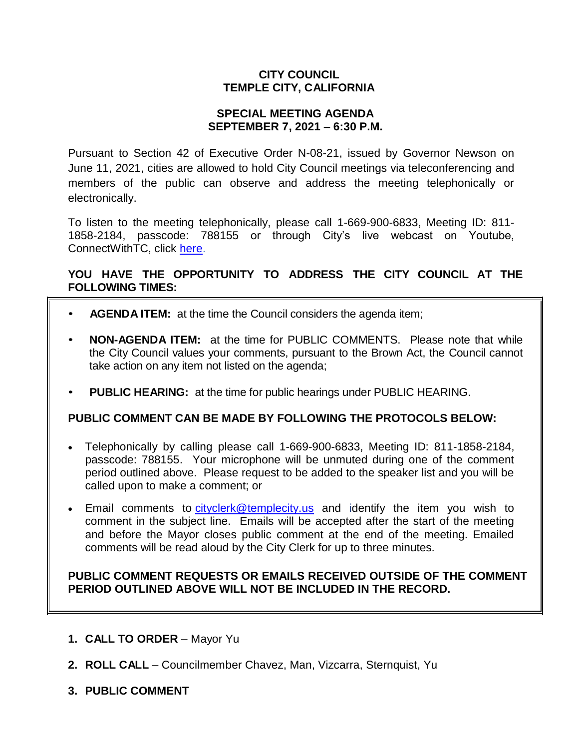# CITY COUNCIL
# TEMPLE CITY, CALIFORNIA

## SPECIAL MEETING AGENDA
## SEPTEMBER 7, 2021 – 6:30 P.M.

Pursuant to Section 42 of Executive Order N-08-21, issued by Governor Newson on June 11, 2021, cities are allowed to hold City Council meetings via teleconferencing and members of the public can observe and address the meeting telephonically or electronically.

To listen to the meeting telephonically, please call 1-669-900-6833, Meeting ID: 811-1858-2184, passcode: 788155 or through City's live webcast on Youtube, ConnectWithTC, click here.

**YOU HAVE THE OPPORTUNITY TO ADDRESS THE CITY COUNCIL AT THE FOLLOWING TIMES:**

- **AGENDA ITEM:** at the time the Council considers the agenda item;
- **NON-AGENDA ITEM:** at the time for PUBLIC COMMENTS. Please note that while the City Council values your comments, pursuant to the Brown Act, the Council cannot take action on any item not listed on the agenda;
- **PUBLIC HEARING:** at the time for public hearings under PUBLIC HEARING.

**PUBLIC COMMENT CAN BE MADE BY FOLLOWING THE PROTOCOLS BELOW:**

- Telephonically by calling please call 1-669-900-6833, Meeting ID: 811-1858-2184, passcode: 788155. Your microphone will be unmuted during one of the comment period outlined above. Please request to be added to the speaker list and you will be called upon to make a comment; or
- Email comments to cityclerk@templecity.us and identify the item you wish to comment in the subject line. Emails will be accepted after the start of the meeting and before the Mayor closes public comment at the end of the meeting. Emailed comments will be read aloud by the City Clerk for up to three minutes.

**PUBLIC COMMENT REQUESTS OR EMAILS RECEIVED OUTSIDE OF THE COMMENT PERIOD OUTLINED ABOVE WILL NOT BE INCLUDED IN THE RECORD.**

1. **CALL TO ORDER** – Mayor Yu
2. **ROLL CALL** – Councilmember Chavez, Man, Vizcarra, Sternquist, Yu
3. **PUBLIC COMMENT**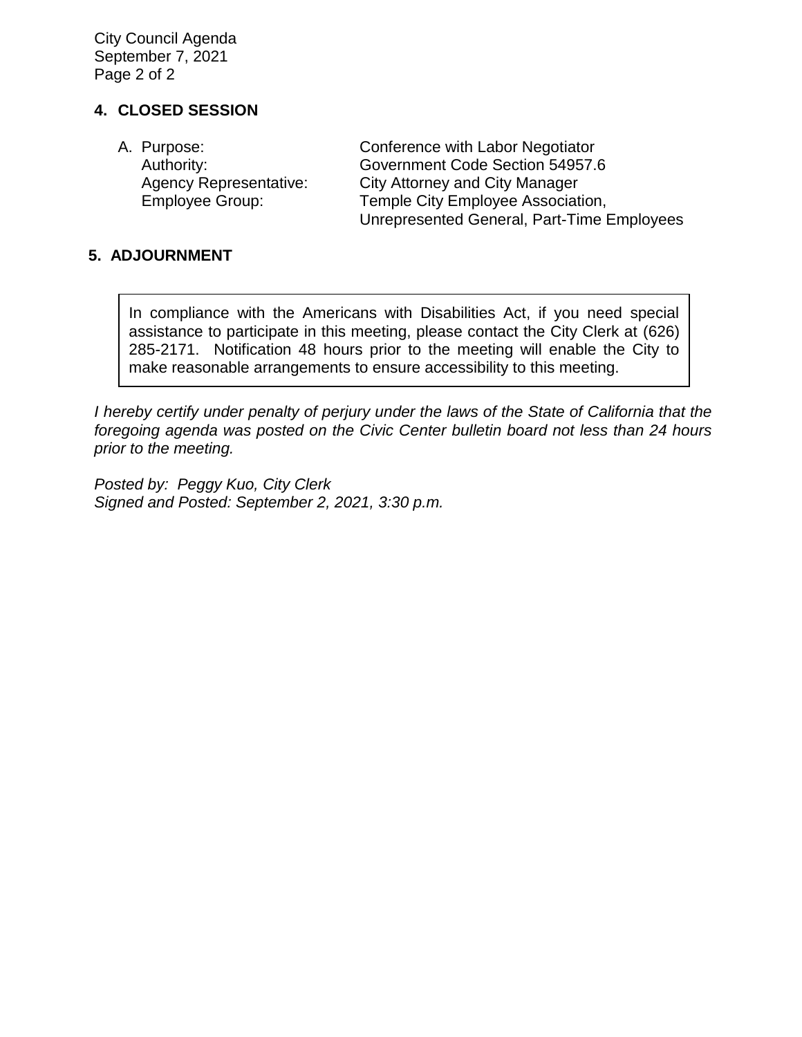## 4. CLOSED SESSION

A. Purpose: Conference with Labor Negotiator
   Authority: Government Code Section 54957.6
   Agency Representative: City Attorney and City Manager
   Employee Group: Temple City Employee Association, Unrepresented General, Part-Time Employees

## 5. ADJOURNMENT

In compliance with the Americans with Disabilities Act, if you need special assistance to participate in this meeting, please contact the City Clerk at (626) 285-2171. Notification 48 hours prior to the meeting will enable the City to make reasonable arrangements to ensure accessibility to this meeting.

*I hereby certify under penalty of perjury under the laws of the State of California that the foregoing agenda was posted on the Civic Center bulletin board not less than 24 hours prior to the meeting.*

*Posted by: Peggy Kuo, City Clerk*
*Signed and Posted: September 2, 2021, 3:30 p.m.*